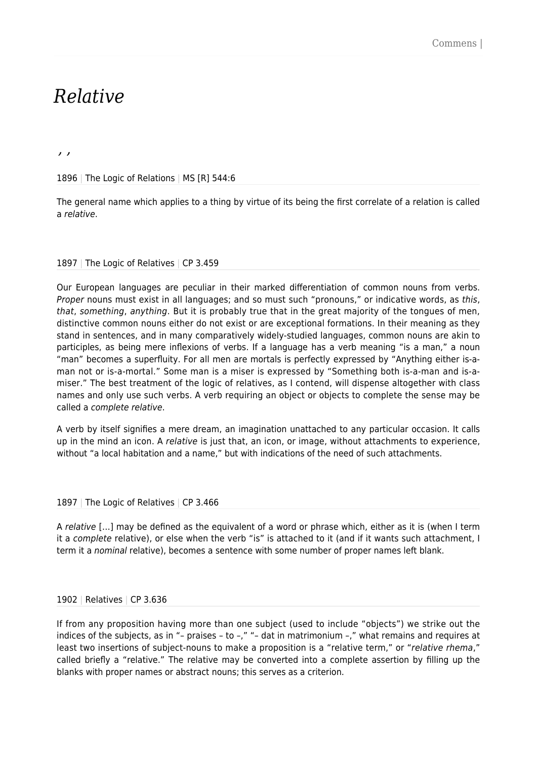# *Relative*

, ,

1896 | The Logic of Relations | MS [R] 544:6

The general name which applies to a thing by virtue of its being the first correlate of a relation is called a *relative*.

1897 | The Logic of Relatives | CP 3.459

Our European languages are peculiar in their marked differentiation of common nouns from verbs. *Proper* nouns must exist in all languages; and so must such "pronouns," or indicative words, as *this*, *that*, *something*, *anything*. But it is probably true that in the great majority of the tongues of men, distinctive common nouns either do not exist or are exceptional formations. In their meaning as they stand in sentences, and in many comparatively widely-studied languages, common nouns are akin to participles, as being mere inflexions of verbs. If a language has a verb meaning "is a man," a noun "man" becomes a superfluity. For all men are mortals is perfectly expressed by "Anything either is-a-man not or is-a-mortal." Some man is a miser is expressed by "Something both is-a-man and is-a-miser." The best treatment of the logic of relatives, as I contend, will dispense altogether with class names and only use such verbs. A verb requiring an object or objects to complete the sense may be called a *complete relative*.

A verb by itself signifies a mere dream, an imagination unattached to any particular occasion. It calls up in the mind an icon. A *relative* is just that, an icon, or image, without attachments to experience, without "a local habitation and a name," but with indications of the need of such attachments.

1897 | The Logic of Relatives | CP 3.466

A *relative* […] may be defined as the equivalent of a word or phrase which, either as it is (when I term it a *complete* relative), or else when the verb "is" is attached to it (and if it wants such attachment, I term it a *nominal* relative), becomes a sentence with some number of proper names left blank.

1902 | Relatives | CP 3.636

If from any proposition having more than one subject (used to include "objects") we strike out the indices of the subjects, as in "– praises – to –," "– dat in matrimonium –," what remains and requires at least two insertions of subject-nouns to make a proposition is a "relative term," or "*relative rhema*," called briefly a "relative." The relative may be converted into a complete assertion by filling up the blanks with proper names or abstract nouns; this serves as a criterion.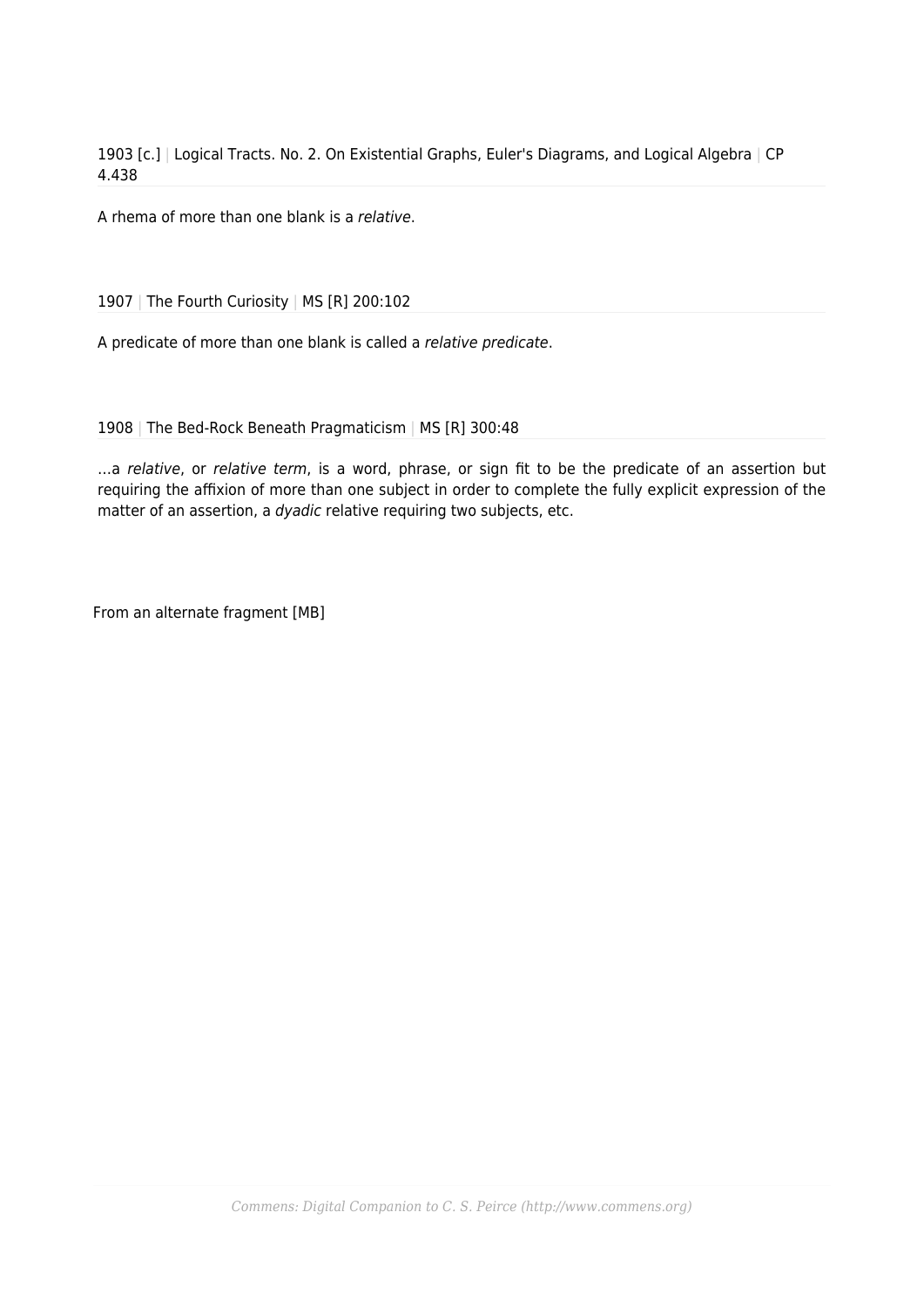1903 [c.] | Logical Tracts. No. 2. On Existential Graphs, Euler's Diagrams, and Logical Algebra | CP 4.438

A rhema of more than one blank is a *relative*.

1907 | The Fourth Curiosity | MS [R] 200:102

A predicate of more than one blank is called a *relative predicate*.

1908 | The Bed-Rock Beneath Pragmaticism | MS [R] 300:48

…a *relative*, or *relative term*, is a word, phrase, or sign fit to be the predicate of an assertion but requiring the affixion of more than one subject in order to complete the fully explicit expression of the matter of an assertion, a *dyadic* relative requiring two subjects, etc.

From an alternate fragment [MB]